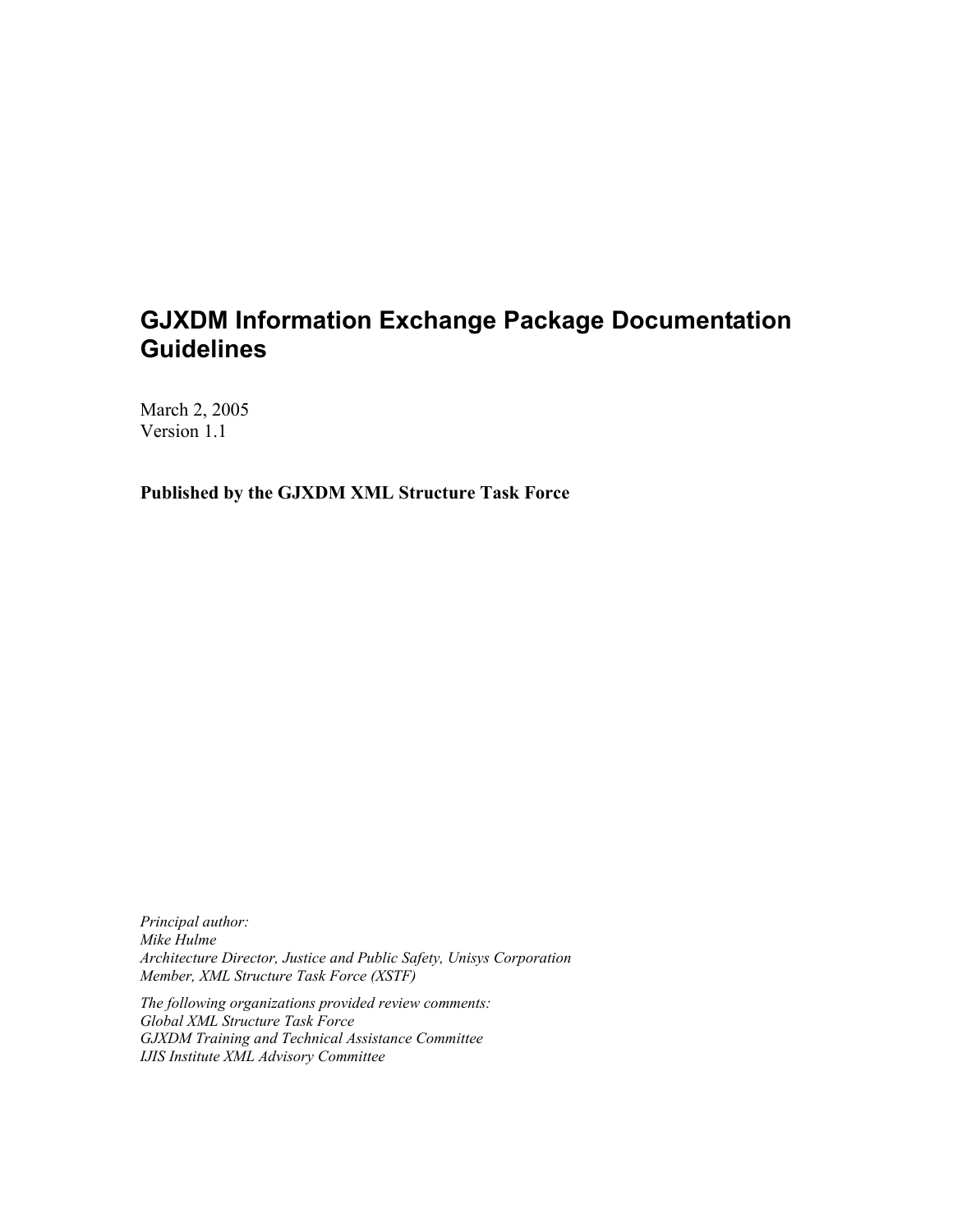# GJXDM Information Exchange Package Documentation Guidelines

March 2, 2005
Version 1.1

**Published by the GJXDM XML Structure Task Force**

*Principal author:*
*Mike Hulme*
*Architecture Director, Justice and Public Safety, Unisys Corporation*
*Member, XML Structure Task Force (XSTF)*

*The following organizations provided review comments:*
*Global XML Structure Task Force*
*GJXDM Training and Technical Assistance Committee*
*IJIS Institute XML Advisory Committee*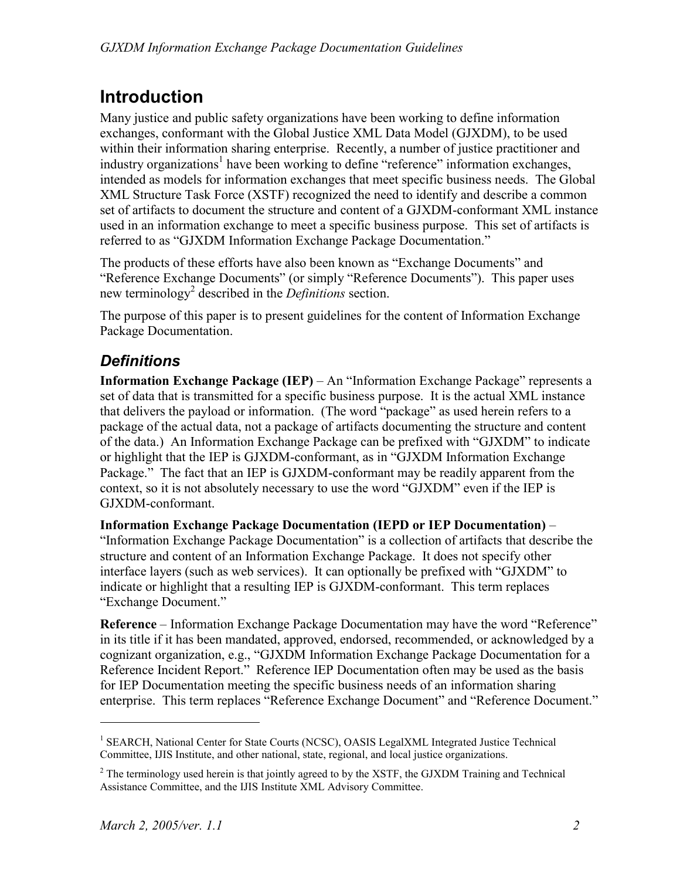# Introduction

Many justice and public safety organizations have been working to define information exchanges, conformant with the Global Justice XML Data Model (GJXDM), to be used within their information sharing enterprise. Recently, a number of justice practitioner and industry organizations[1] have been working to define "reference" information exchanges, intended as models for information exchanges that meet specific business needs. The Global XML Structure Task Force (XSTF) recognized the need to identify and describe a common set of artifacts to document the structure and content of a GJXDM-conformant XML instance used in an information exchange to meet a specific business purpose. This set of artifacts is referred to as "GJXDM Information Exchange Package Documentation."

The products of these efforts have also been known as "Exchange Documents" and "Reference Exchange Documents" (or simply "Reference Documents"). This paper uses new terminology[2] described in the *Definitions* section.

The purpose of this paper is to present guidelines for the content of Information Exchange Package Documentation.

## *Definitions*

**Information Exchange Package (IEP)** – An "Information Exchange Package" represents a set of data that is transmitted for a specific business purpose. It is the actual XML instance that delivers the payload or information. (The word "package" as used herein refers to a package of the actual data, not a package of artifacts documenting the structure and content of the data.) An Information Exchange Package can be prefixed with "GJXDM" to indicate or highlight that the IEP is GJXDM-conformant, as in "GJXDM Information Exchange Package." The fact that an IEP is GJXDM-conformant may be readily apparent from the context, so it is not absolutely necessary to use the word "GJXDM" even if the IEP is GJXDM-conformant.

**Information Exchange Package Documentation (IEPD or IEP Documentation)** – "Information Exchange Package Documentation" is a collection of artifacts that describe the structure and content of an Information Exchange Package. It does not specify other interface layers (such as web services). It can optionally be prefixed with "GJXDM" to indicate or highlight that a resulting IEP is GJXDM-conformant. This term replaces "Exchange Document."

**Reference** – Information Exchange Package Documentation may have the word "Reference" in its title if it has been mandated, approved, endorsed, recommended, or acknowledged by a cognizant organization, e.g., "GJXDM Information Exchange Package Documentation for a Reference Incident Report." Reference IEP Documentation often may be used as the basis for IEP Documentation meeting the specific business needs of an information sharing enterprise. This term replaces "Reference Exchange Document" and "Reference Document."

---

[1] SEARCH, National Center for State Courts (NCSC), OASIS LegalXML Integrated Justice Technical Committee, IJIS Institute, and other national, state, regional, and local justice organizations.

[2] The terminology used herein is that jointly agreed to by the XSTF, the GJXDM Training and Technical Assistance Committee, and the IJIS Institute XML Advisory Committee.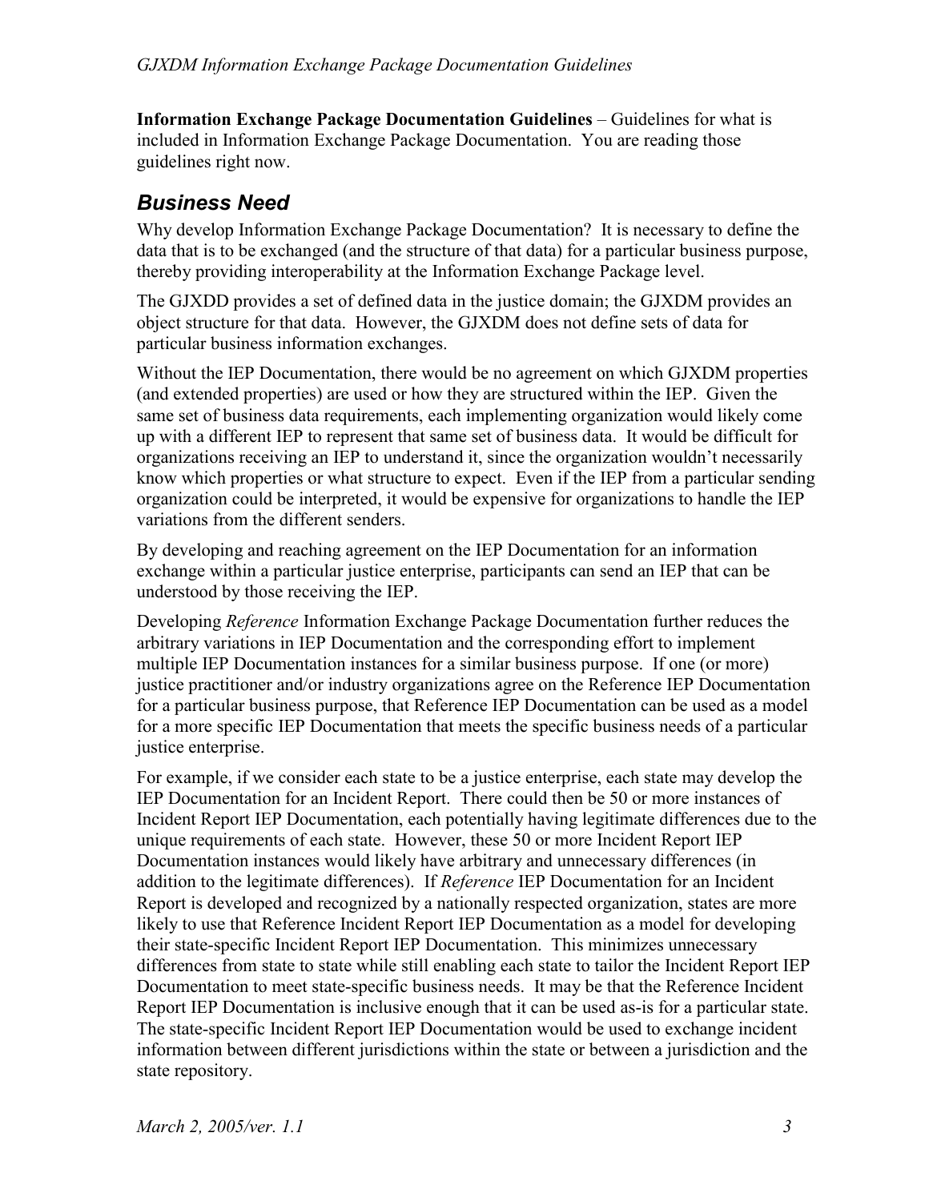**Information Exchange Package Documentation Guidelines** – Guidelines for what is included in Information Exchange Package Documentation. You are reading those guidelines right now.

## *Business Need*

Why develop Information Exchange Package Documentation? It is necessary to define the data that is to be exchanged (and the structure of that data) for a particular business purpose, thereby providing interoperability at the Information Exchange Package level.

The GJXDD provides a set of defined data in the justice domain; the GJXDM provides an object structure for that data. However, the GJXDM does not define sets of data for particular business information exchanges.

Without the IEP Documentation, there would be no agreement on which GJXDM properties (and extended properties) are used or how they are structured within the IEP. Given the same set of business data requirements, each implementing organization would likely come up with a different IEP to represent that same set of business data. It would be difficult for organizations receiving an IEP to understand it, since the organization wouldn't necessarily know which properties or what structure to expect. Even if the IEP from a particular sending organization could be interpreted, it would be expensive for organizations to handle the IEP variations from the different senders.

By developing and reaching agreement on the IEP Documentation for an information exchange within a particular justice enterprise, participants can send an IEP that can be understood by those receiving the IEP.

Developing *Reference* Information Exchange Package Documentation further reduces the arbitrary variations in IEP Documentation and the corresponding effort to implement multiple IEP Documentation instances for a similar business purpose. If one (or more) justice practitioner and/or industry organizations agree on the Reference IEP Documentation for a particular business purpose, that Reference IEP Documentation can be used as a model for a more specific IEP Documentation that meets the specific business needs of a particular justice enterprise.

For example, if we consider each state to be a justice enterprise, each state may develop the IEP Documentation for an Incident Report. There could then be 50 or more instances of Incident Report IEP Documentation, each potentially having legitimate differences due to the unique requirements of each state. However, these 50 or more Incident Report IEP Documentation instances would likely have arbitrary and unnecessary differences (in addition to the legitimate differences). If *Reference* IEP Documentation for an Incident Report is developed and recognized by a nationally respected organization, states are more likely to use that Reference Incident Report IEP Documentation as a model for developing their state-specific Incident Report IEP Documentation. This minimizes unnecessary differences from state to state while still enabling each state to tailor the Incident Report IEP Documentation to meet state-specific business needs. It may be that the Reference Incident Report IEP Documentation is inclusive enough that it can be used as-is for a particular state. The state-specific Incident Report IEP Documentation would be used to exchange incident information between different jurisdictions within the state or between a jurisdiction and the state repository.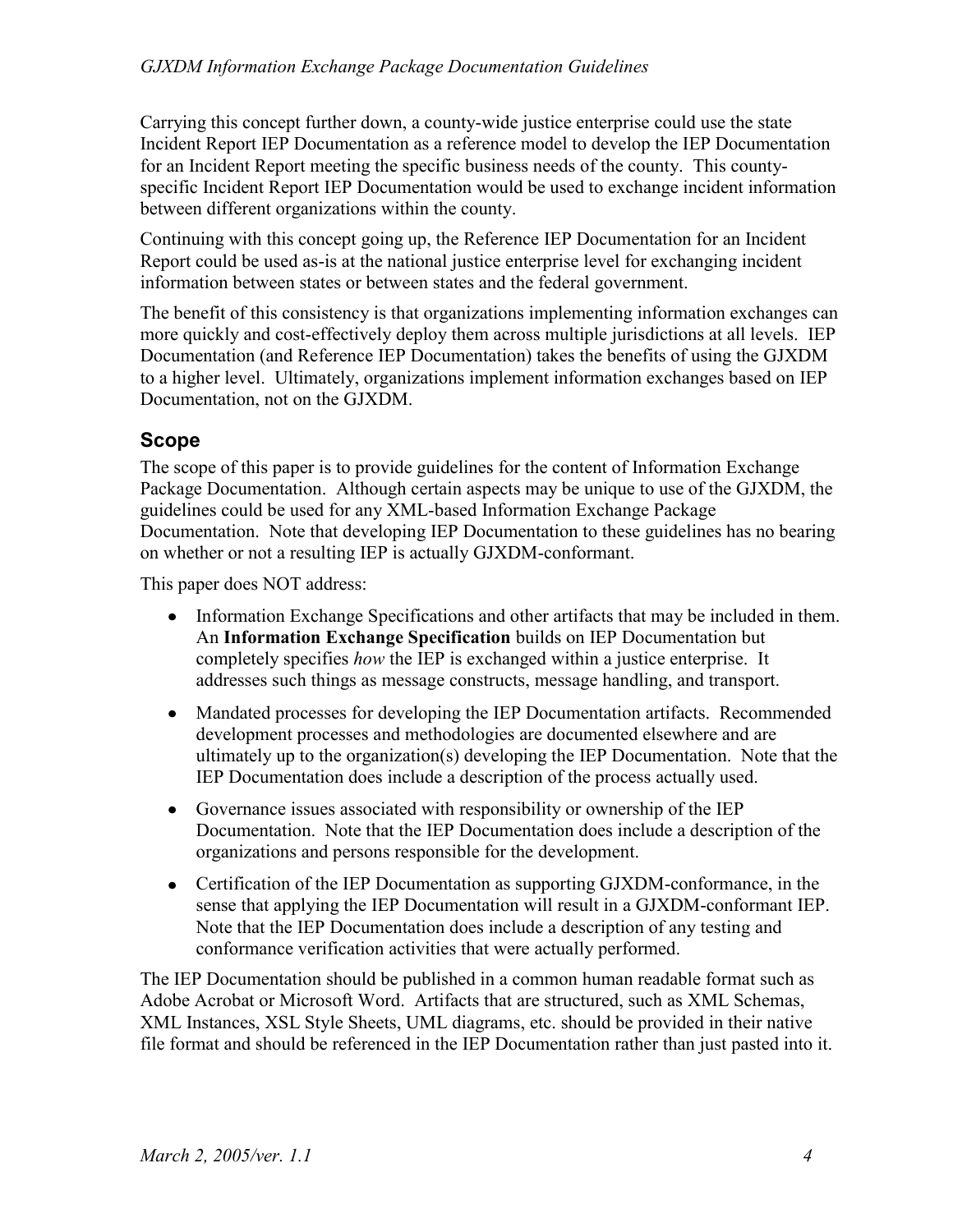Carrying this concept further down, a county-wide justice enterprise could use the state Incident Report IEP Documentation as a reference model to develop the IEP Documentation for an Incident Report meeting the specific business needs of the county. This county-specific Incident Report IEP Documentation would be used to exchange incident information between different organizations within the county.

Continuing with this concept going up, the Reference IEP Documentation for an Incident Report could be used as-is at the national justice enterprise level for exchanging incident information between states or between states and the federal government.

The benefit of this consistency is that organizations implementing information exchanges can more quickly and cost-effectively deploy them across multiple jurisdictions at all levels. IEP Documentation (and Reference IEP Documentation) takes the benefits of using the GJXDM to a higher level. Ultimately, organizations implement information exchanges based on IEP Documentation, not on the GJXDM.

## Scope

The scope of this paper is to provide guidelines for the content of Information Exchange Package Documentation. Although certain aspects may be unique to use of the GJXDM, the guidelines could be used for any XML-based Information Exchange Package Documentation. Note that developing IEP Documentation to these guidelines has no bearing on whether or not a resulting IEP is actually GJXDM-conformant.

This paper does NOT address:

- Information Exchange Specifications and other artifacts that may be included in them. An **Information Exchange Specification** builds on IEP Documentation but completely specifies *how* the IEP is exchanged within a justice enterprise. It addresses such things as message constructs, message handling, and transport.
- Mandated processes for developing the IEP Documentation artifacts. Recommended development processes and methodologies are documented elsewhere and are ultimately up to the organization(s) developing the IEP Documentation. Note that the IEP Documentation does include a description of the process actually used.
- Governance issues associated with responsibility or ownership of the IEP Documentation. Note that the IEP Documentation does include a description of the organizations and persons responsible for the development.
- Certification of the IEP Documentation as supporting GJXDM-conformance, in the sense that applying the IEP Documentation will result in a GJXDM-conformant IEP. Note that the IEP Documentation does include a description of any testing and conformance verification activities that were actually performed.

The IEP Documentation should be published in a common human readable format such as Adobe Acrobat or Microsoft Word. Artifacts that are structured, such as XML Schemas, XML Instances, XSL Style Sheets, UML diagrams, etc. should be provided in their native file format and should be referenced in the IEP Documentation rather than just pasted into it.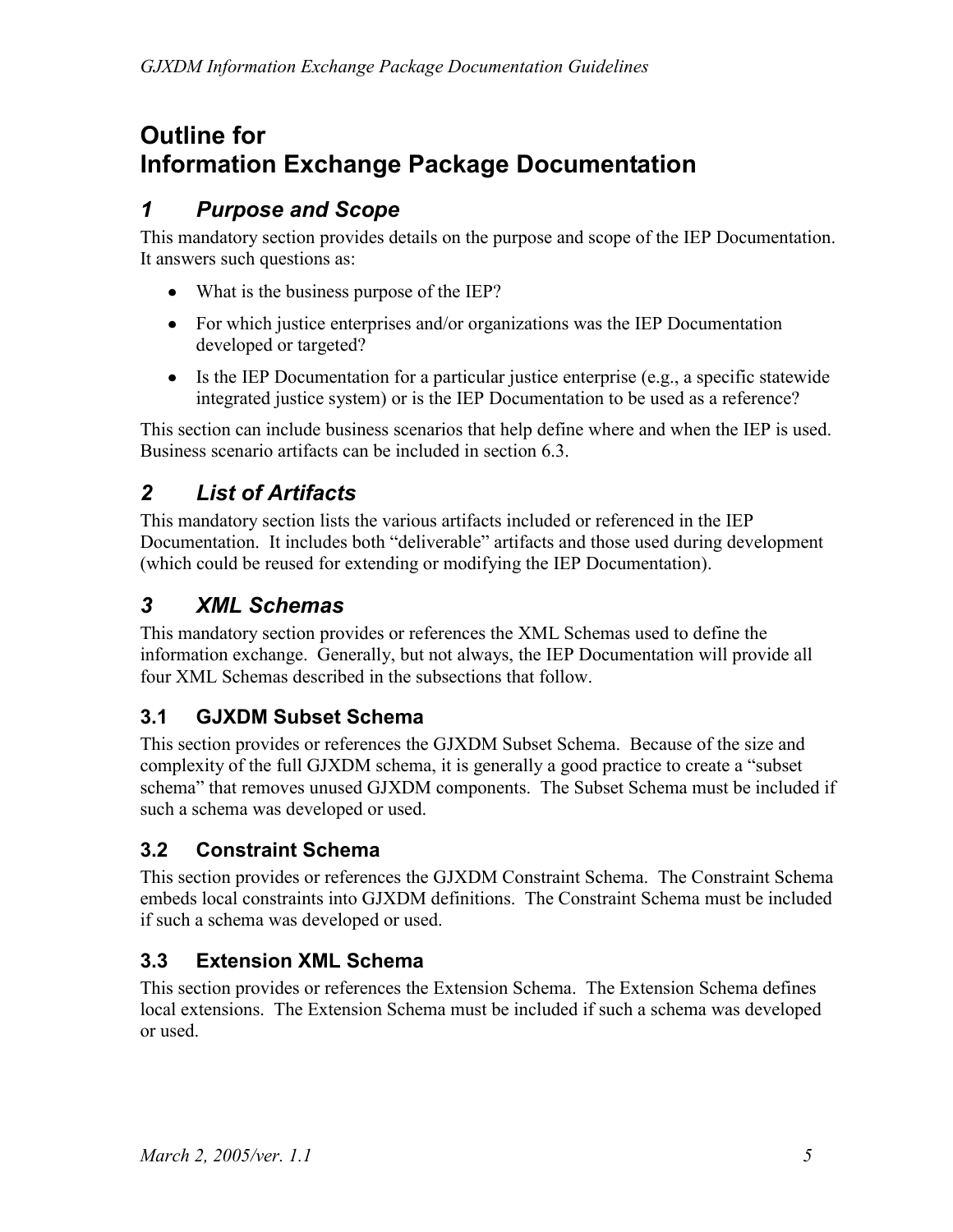# Outline for Information Exchange Package Documentation

## *1 Purpose and Scope*

This mandatory section provides details on the purpose and scope of the IEP Documentation. It answers such questions as:

- What is the business purpose of the IEP?
- For which justice enterprises and/or organizations was the IEP Documentation developed or targeted?
- Is the IEP Documentation for a particular justice enterprise (e.g., a specific statewide integrated justice system) or is the IEP Documentation to be used as a reference?

This section can include business scenarios that help define where and when the IEP is used. Business scenario artifacts can be included in section 6.3.

## *2 List of Artifacts*

This mandatory section lists the various artifacts included or referenced in the IEP Documentation. It includes both "deliverable" artifacts and those used during development (which could be reused for extending or modifying the IEP Documentation).

## *3 XML Schemas*

This mandatory section provides or references the XML Schemas used to define the information exchange. Generally, but not always, the IEP Documentation will provide all four XML Schemas described in the subsections that follow.

### 3.1 GJXDM Subset Schema

This section provides or references the GJXDM Subset Schema. Because of the size and complexity of the full GJXDM schema, it is generally a good practice to create a "subset schema" that removes unused GJXDM components. The Subset Schema must be included if such a schema was developed or used.

### 3.2 Constraint Schema

This section provides or references the GJXDM Constraint Schema. The Constraint Schema embeds local constraints into GJXDM definitions. The Constraint Schema must be included if such a schema was developed or used.

### 3.3 Extension XML Schema

This section provides or references the Extension Schema. The Extension Schema defines local extensions. The Extension Schema must be included if such a schema was developed or used.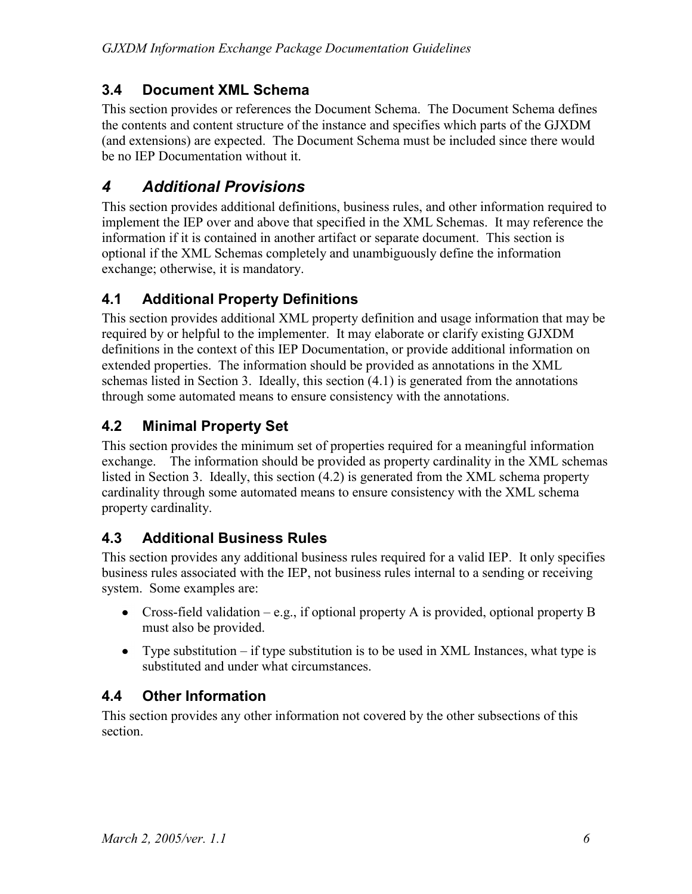### 3.4 Document XML Schema

This section provides or references the Document Schema. The Document Schema defines the contents and content structure of the instance and specifies which parts of the GJXDM (and extensions) are expected. The Document Schema must be included since there would be no IEP Documentation without it.

## *4 Additional Provisions*

This section provides additional definitions, business rules, and other information required to implement the IEP over and above that specified in the XML Schemas. It may reference the information if it is contained in another artifact or separate document. This section is optional if the XML Schemas completely and unambiguously define the information exchange; otherwise, it is mandatory.

### 4.1 Additional Property Definitions

This section provides additional XML property definition and usage information that may be required by or helpful to the implementer. It may elaborate or clarify existing GJXDM definitions in the context of this IEP Documentation, or provide additional information on extended properties. The information should be provided as annotations in the XML schemas listed in Section 3. Ideally, this section (4.1) is generated from the annotations through some automated means to ensure consistency with the annotations.

### 4.2 Minimal Property Set

This section provides the minimum set of properties required for a meaningful information exchange. The information should be provided as property cardinality in the XML schemas listed in Section 3. Ideally, this section (4.2) is generated from the XML schema property cardinality through some automated means to ensure consistency with the XML schema property cardinality.

### 4.3 Additional Business Rules

This section provides any additional business rules required for a valid IEP. It only specifies business rules associated with the IEP, not business rules internal to a sending or receiving system. Some examples are:

- Cross-field validation – e.g., if optional property A is provided, optional property B must also be provided.
- Type substitution – if type substitution is to be used in XML Instances, what type is substituted and under what circumstances.

### 4.4 Other Information

This section provides any other information not covered by the other subsections of this section.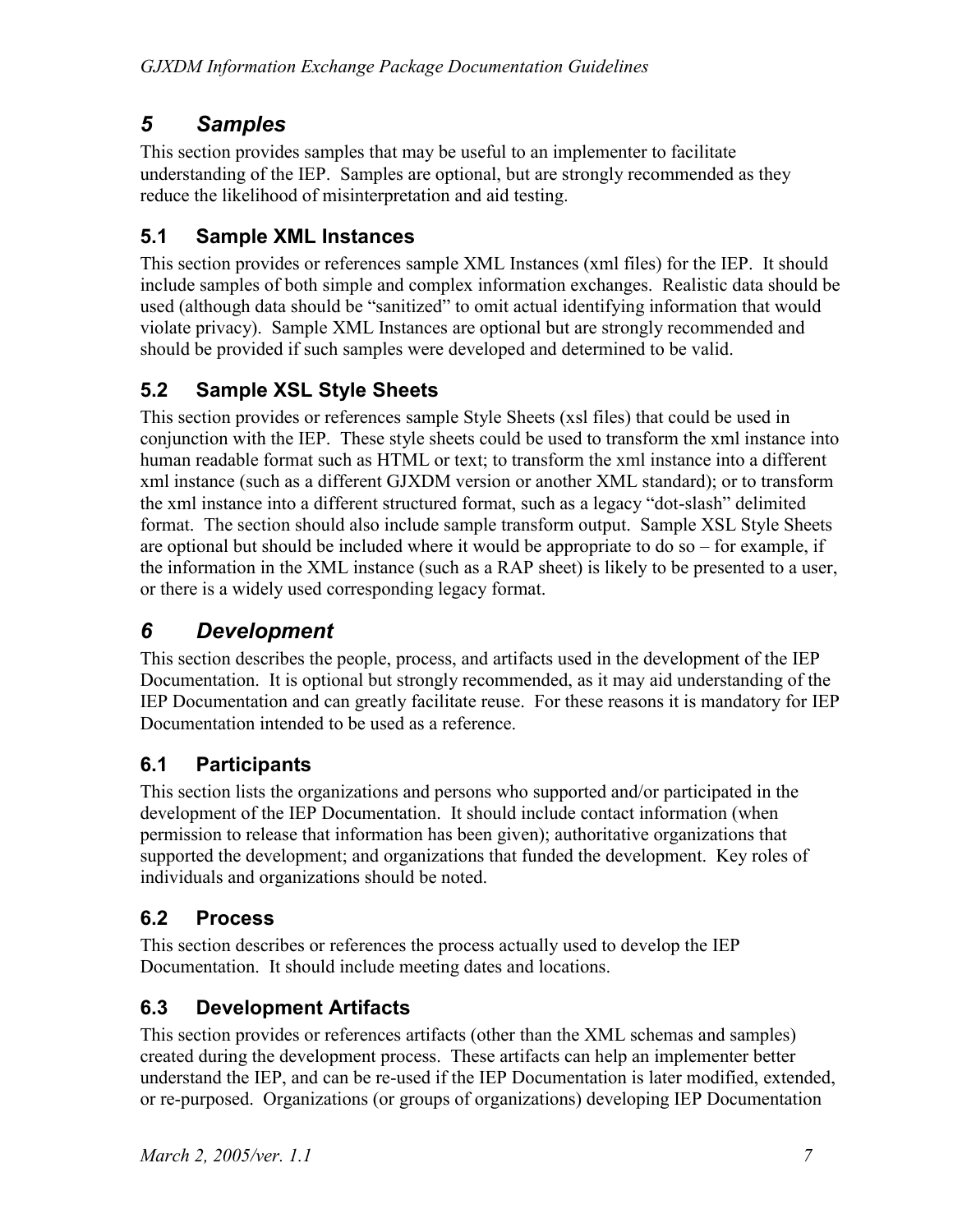# 5 Samples

This section provides samples that may be useful to an implementer to facilitate understanding of the IEP. Samples are optional, but are strongly recommended as they reduce the likelihood of misinterpretation and aid testing.

## 5.1 Sample XML Instances

This section provides or references sample XML Instances (xml files) for the IEP. It should include samples of both simple and complex information exchanges. Realistic data should be used (although data should be "sanitized" to omit actual identifying information that would violate privacy). Sample XML Instances are optional but are strongly recommended and should be provided if such samples were developed and determined to be valid.

## 5.2 Sample XSL Style Sheets

This section provides or references sample Style Sheets (xsl files) that could be used in conjunction with the IEP. These style sheets could be used to transform the xml instance into human readable format such as HTML or text; to transform the xml instance into a different xml instance (such as a different GJXDM version or another XML standard); or to transform the xml instance into a different structured format, such as a legacy "dot-slash" delimited format. The section should also include sample transform output. Sample XSL Style Sheets are optional but should be included where it would be appropriate to do so – for example, if the information in the XML instance (such as a RAP sheet) is likely to be presented to a user, or there is a widely used corresponding legacy format.

# 6 Development

This section describes the people, process, and artifacts used in the development of the IEP Documentation. It is optional but strongly recommended, as it may aid understanding of the IEP Documentation and can greatly facilitate reuse. For these reasons it is mandatory for IEP Documentation intended to be used as a reference.

## 6.1 Participants

This section lists the organizations and persons who supported and/or participated in the development of the IEP Documentation. It should include contact information (when permission to release that information has been given); authoritative organizations that supported the development; and organizations that funded the development. Key roles of individuals and organizations should be noted.

## 6.2 Process

This section describes or references the process actually used to develop the IEP Documentation. It should include meeting dates and locations.

## 6.3 Development Artifacts

This section provides or references artifacts (other than the XML schemas and samples) created during the development process. These artifacts can help an implementer better understand the IEP, and can be re-used if the IEP Documentation is later modified, extended, or re-purposed. Organizations (or groups of organizations) developing IEP Documentation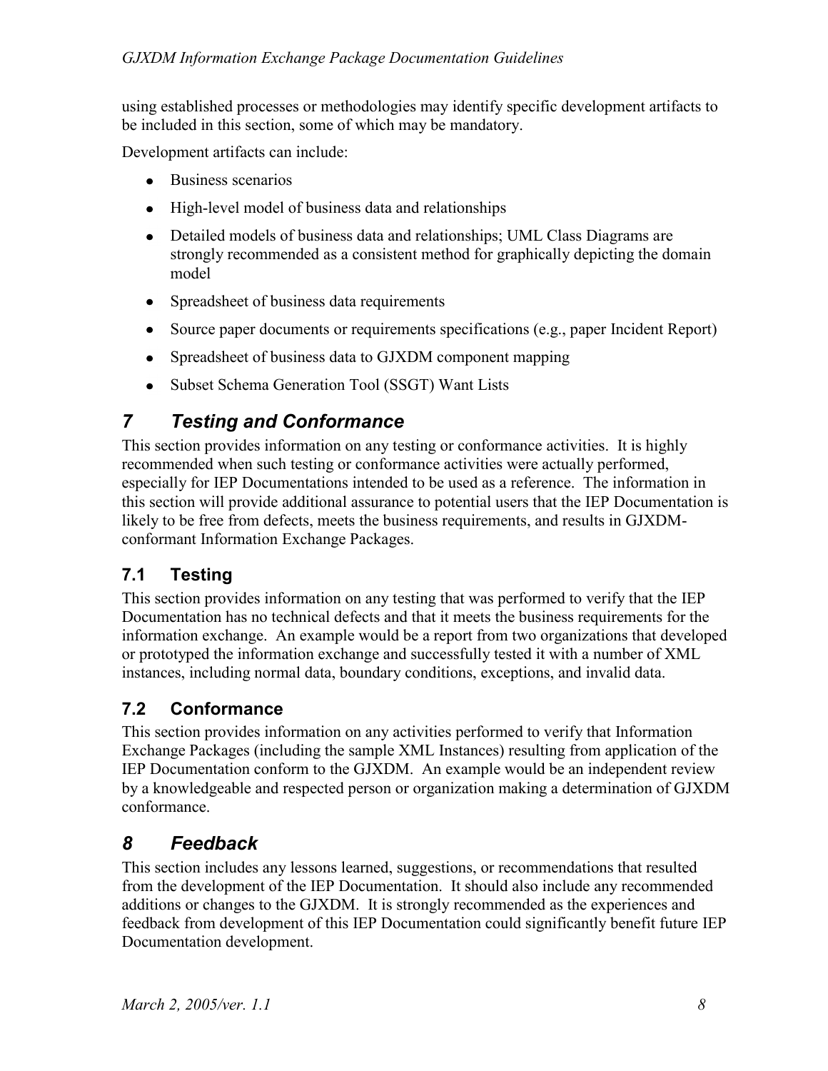using established processes or methodologies may identify specific development artifacts to be included in this section, some of which may be mandatory.

Development artifacts can include:

- Business scenarios
- High-level model of business data and relationships
- Detailed models of business data and relationships; UML Class Diagrams are strongly recommended as a consistent method for graphically depicting the domain model
- Spreadsheet of business data requirements
- Source paper documents or requirements specifications (e.g., paper Incident Report)
- Spreadsheet of business data to GJXDM component mapping
- Subset Schema Generation Tool (SSGT) Want Lists

# *7 Testing and Conformance*

This section provides information on any testing or conformance activities. It is highly recommended when such testing or conformance activities were actually performed, especially for IEP Documentations intended to be used as a reference. The information in this section will provide additional assurance to potential users that the IEP Documentation is likely to be free from defects, meets the business requirements, and results in GJXDM-conformant Information Exchange Packages.

## 7.1 Testing

This section provides information on any testing that was performed to verify that the IEP Documentation has no technical defects and that it meets the business requirements for the information exchange. An example would be a report from two organizations that developed or prototyped the information exchange and successfully tested it with a number of XML instances, including normal data, boundary conditions, exceptions, and invalid data.

## 7.2 Conformance

This section provides information on any activities performed to verify that Information Exchange Packages (including the sample XML Instances) resulting from application of the IEP Documentation conform to the GJXDM. An example would be an independent review by a knowledgeable and respected person or organization making a determination of GJXDM conformance.

# *8 Feedback*

This section includes any lessons learned, suggestions, or recommendations that resulted from the development of the IEP Documentation. It should also include any recommended additions or changes to the GJXDM. It is strongly recommended as the experiences and feedback from development of this IEP Documentation could significantly benefit future IEP Documentation development.